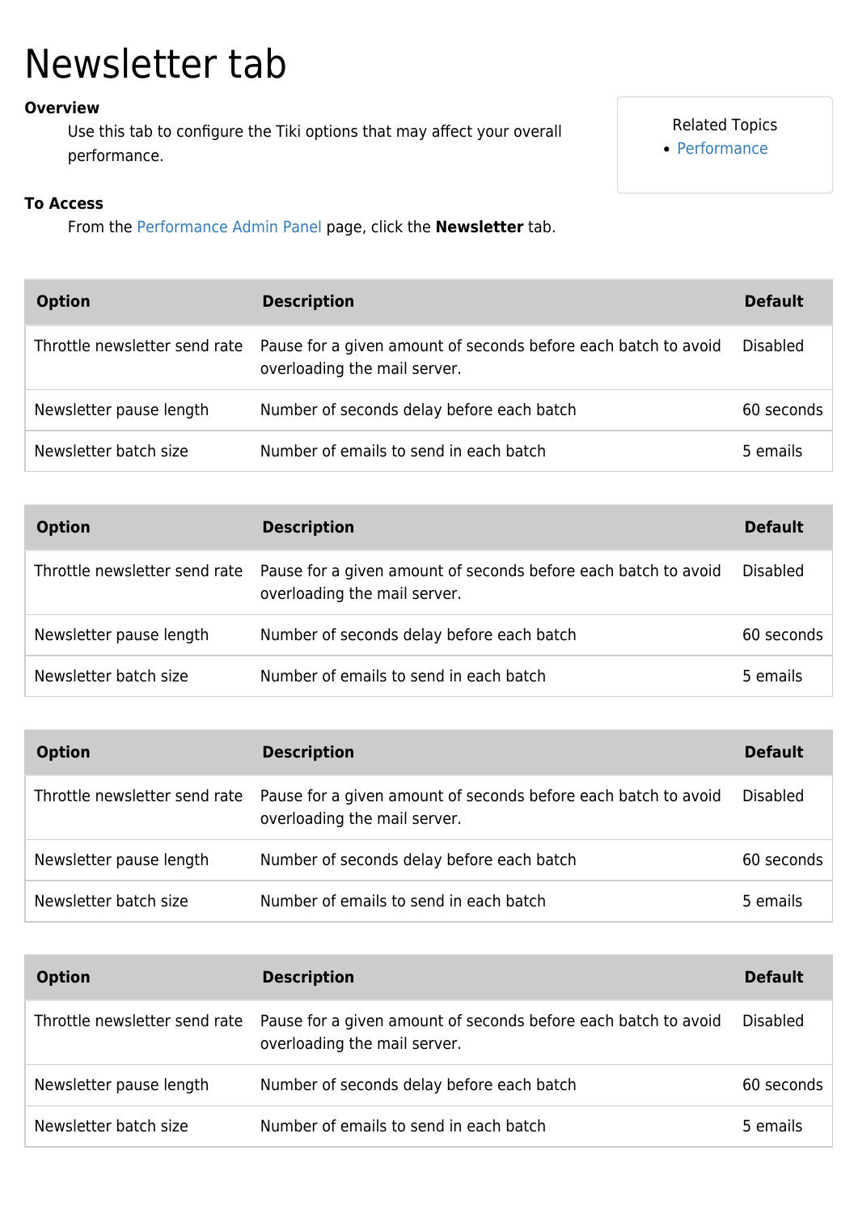# Newsletter tab

**Overview**

Use this tab to configure the Tiki options that may affect your overall performance.

**To Access**

From the Performance Admin Panel page, click the **Newsletter** tab.

Related Topics

- Performance

| Option | Description | Default |
| --- | --- | --- |
| Throttle newsletter send rate | Pause for a given amount of seconds before each batch to avoid overloading the mail server. | Disabled |
| Newsletter pause length | Number of seconds delay before each batch | 60 seconds |
| Newsletter batch size | Number of emails to send in each batch | 5 emails |

| Option | Description | Default |
| --- | --- | --- |
| Throttle newsletter send rate | Pause for a given amount of seconds before each batch to avoid overloading the mail server. | Disabled |
| Newsletter pause length | Number of seconds delay before each batch | 60 seconds |
| Newsletter batch size | Number of emails to send in each batch | 5 emails |

| Option | Description | Default |
| --- | --- | --- |
| Throttle newsletter send rate | Pause for a given amount of seconds before each batch to avoid overloading the mail server. | Disabled |
| Newsletter pause length | Number of seconds delay before each batch | 60 seconds |
| Newsletter batch size | Number of emails to send in each batch | 5 emails |

| Option | Description | Default |
| --- | --- | --- |
| Throttle newsletter send rate | Pause for a given amount of seconds before each batch to avoid overloading the mail server. | Disabled |
| Newsletter pause length | Number of seconds delay before each batch | 60 seconds |
| Newsletter batch size | Number of emails to send in each batch | 5 emails |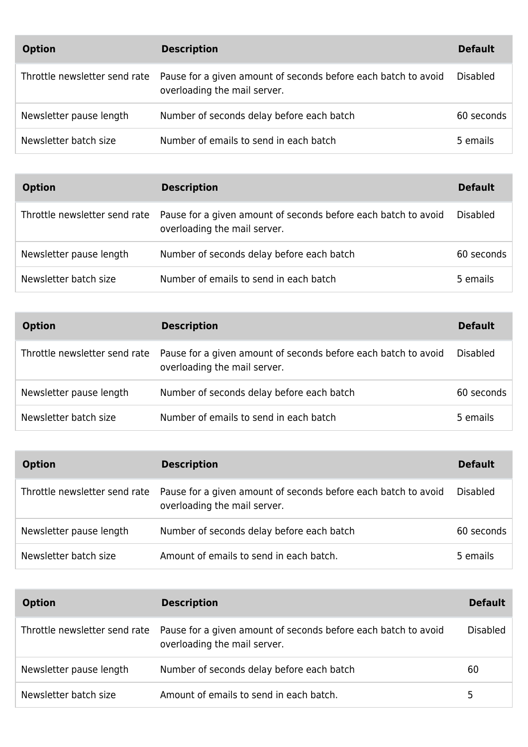| Option | Description | Default |
| --- | --- | --- |
| Throttle newsletter send rate | Pause for a given amount of seconds before each batch to avoid overloading the mail server. | Disabled |
| Newsletter pause length | Number of seconds delay before each batch | 60 seconds |
| Newsletter batch size | Number of emails to send in each batch | 5 emails |

| Option | Description | Default |
| --- | --- | --- |
| Throttle newsletter send rate | Pause for a given amount of seconds before each batch to avoid overloading the mail server. | Disabled |
| Newsletter pause length | Number of seconds delay before each batch | 60 seconds |
| Newsletter batch size | Number of emails to send in each batch | 5 emails |

| Option | Description | Default |
| --- | --- | --- |
| Throttle newsletter send rate | Pause for a given amount of seconds before each batch to avoid overloading the mail server. | Disabled |
| Newsletter pause length | Number of seconds delay before each batch | 60 seconds |
| Newsletter batch size | Number of emails to send in each batch | 5 emails |

| Option | Description | Default |
| --- | --- | --- |
| Throttle newsletter send rate | Pause for a given amount of seconds before each batch to avoid overloading the mail server. | Disabled |
| Newsletter pause length | Number of seconds delay before each batch | 60 seconds |
| Newsletter batch size | Amount of emails to send in each batch. | 5 emails |

| Option | Description | Default |
| --- | --- | --- |
| Throttle newsletter send rate | Pause for a given amount of seconds before each batch to avoid overloading the mail server. | Disabled |
| Newsletter pause length | Number of seconds delay before each batch | 60 |
| Newsletter batch size | Amount of emails to send in each batch. | 5 |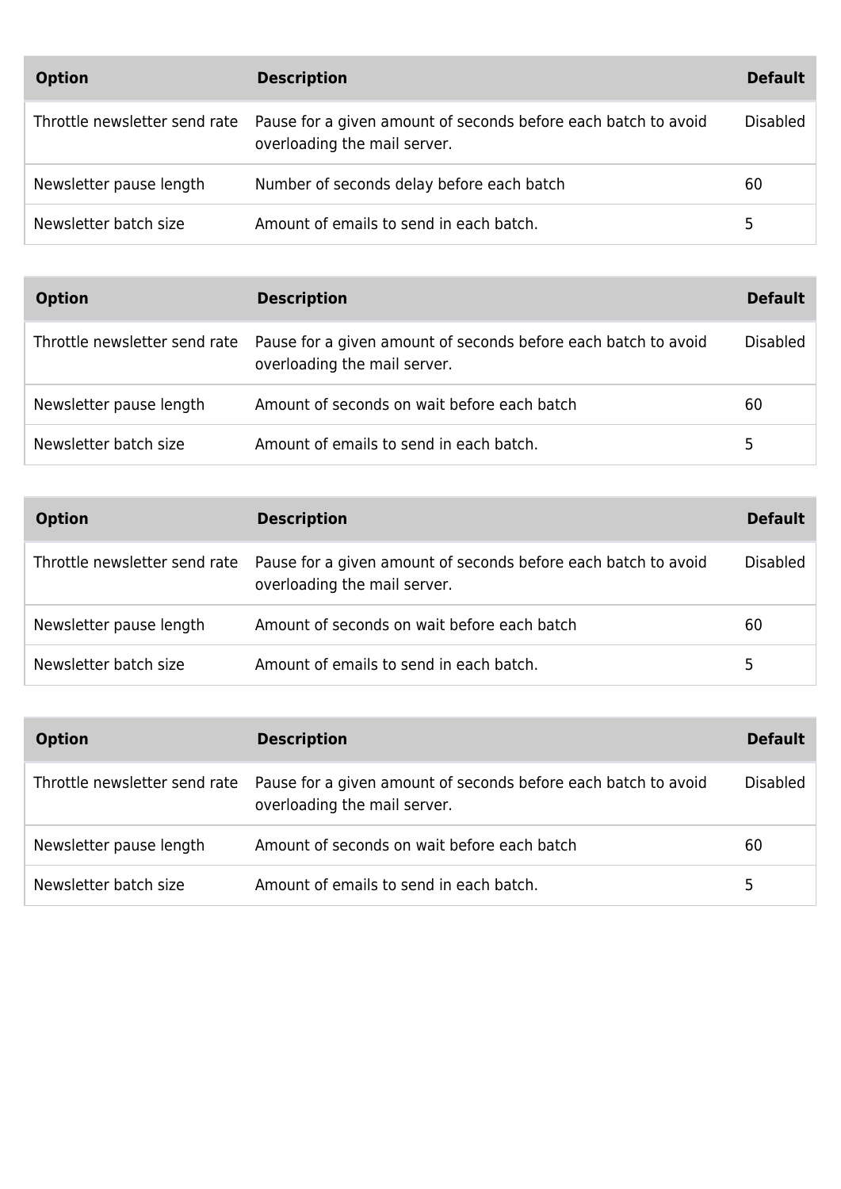| Option | Description | Default |
| --- | --- | --- |
| Throttle newsletter send rate | Pause for a given amount of seconds before each batch to avoid overloading the mail server. | Disabled |
| Newsletter pause length | Number of seconds delay before each batch | 60 |
| Newsletter batch size | Amount of emails to send in each batch. | 5 |

| Option | Description | Default |
| --- | --- | --- |
| Throttle newsletter send rate | Pause for a given amount of seconds before each batch to avoid overloading the mail server. | Disabled |
| Newsletter pause length | Amount of seconds on wait before each batch | 60 |
| Newsletter batch size | Amount of emails to send in each batch. | 5 |

| Option | Description | Default |
| --- | --- | --- |
| Throttle newsletter send rate | Pause for a given amount of seconds before each batch to avoid overloading the mail server. | Disabled |
| Newsletter pause length | Amount of seconds on wait before each batch | 60 |
| Newsletter batch size | Amount of emails to send in each batch. | 5 |

| Option | Description | Default |
| --- | --- | --- |
| Throttle newsletter send rate | Pause for a given amount of seconds before each batch to avoid overloading the mail server. | Disabled |
| Newsletter pause length | Amount of seconds on wait before each batch | 60 |
| Newsletter batch size | Amount of emails to send in each batch. | 5 |